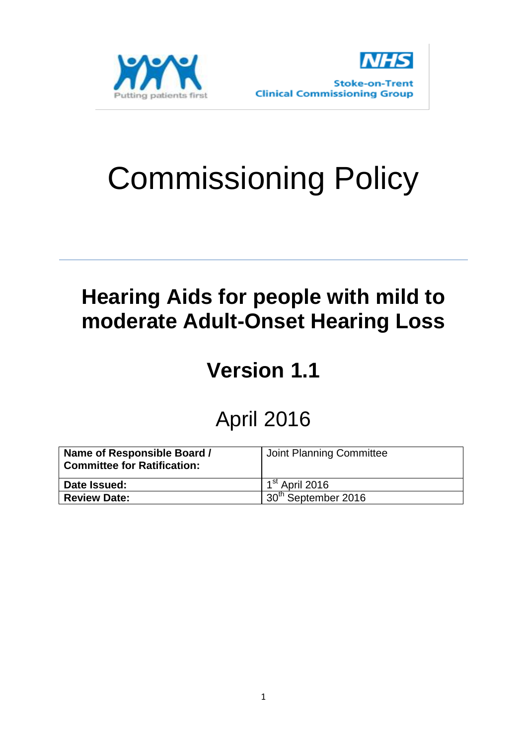Putting patients first

NHS
Stoke-on-Trent
Clinical Commissioning Group

# Commissioning Policy

## Hearing Aids for people with mild to moderate Adult-Onset Hearing Loss

## Version 1.1

April 2016

| **Name of Responsible Board / Committee for Ratification:** | Joint Planning Committee |
|---|---|
| **Date Issued:** | 1st April 2016 |
| **Review Date:** | 30th September 2016 |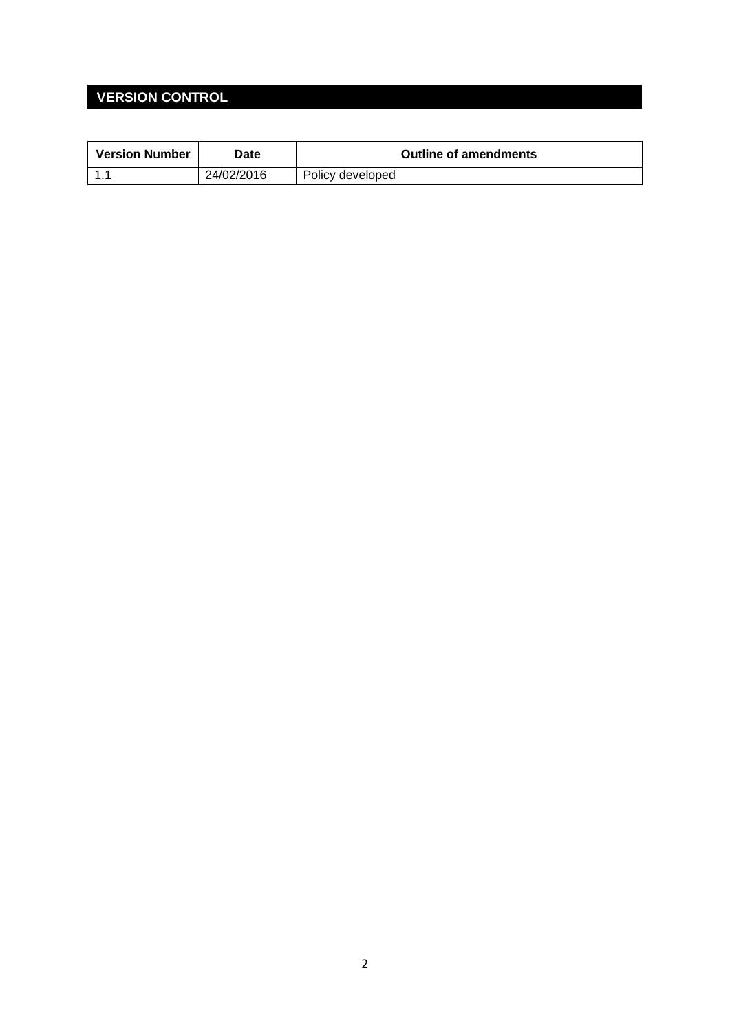## VERSION CONTROL

| Version Number | Date | Outline of amendments |
| --- | --- | --- |
| 1.1 | 24/02/2016 | Policy developed |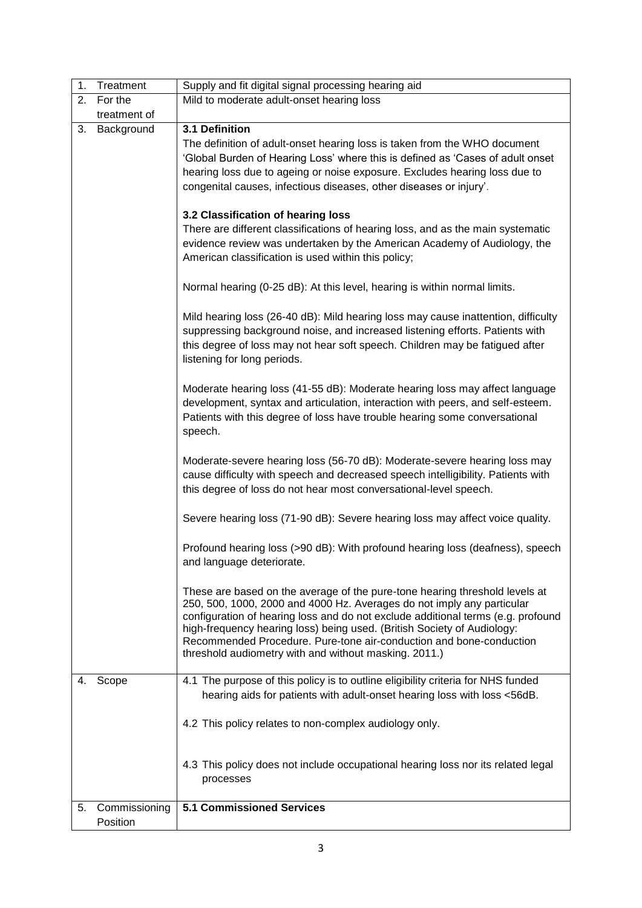| | | |
|---|---|---|
| 1. | Treatment | Supply and fit digital signal processing hearing aid |
| 2. | For the treatment of | Mild to moderate adult-onset hearing loss |
| 3. | Background | **3.1 Definition**<br>The definition of adult-onset hearing loss is taken from the WHO document 'Global Burden of Hearing Loss' where this is defined as 'Cases of adult onset hearing loss due to ageing or noise exposure. Excludes hearing loss due to congenital causes, infectious diseases, other diseases or injury'.<br><br>**3.2 Classification of hearing loss**<br>There are different classifications of hearing loss, and as the main systematic evidence review was undertaken by the American Academy of Audiology, the American classification is used within this policy;<br><br>Normal hearing (0-25 dB): At this level, hearing is within normal limits.<br><br>Mild hearing loss (26-40 dB): Mild hearing loss may cause inattention, difficulty suppressing background noise, and increased listening efforts. Patients with this degree of loss may not hear soft speech. Children may be fatigued after listening for long periods.<br><br>Moderate hearing loss (41-55 dB): Moderate hearing loss may affect language development, syntax and articulation, interaction with peers, and self-esteem. Patients with this degree of loss have trouble hearing some conversational speech.<br><br>Moderate-severe hearing loss (56-70 dB): Moderate-severe hearing loss may cause difficulty with speech and decreased speech intelligibility. Patients with this degree of loss do not hear most conversational-level speech.<br><br>Severe hearing loss (71-90 dB): Severe hearing loss may affect voice quality.<br><br>Profound hearing loss (>90 dB): With profound hearing loss (deafness), speech and language deteriorate.<br><br>These are based on the average of the pure-tone hearing threshold levels at 250, 500, 1000, 2000 and 4000 Hz. Averages do not imply any particular configuration of hearing loss and do not exclude additional terms (e.g. profound high-frequency hearing loss) being used. (British Society of Audiology: Recommended Procedure. Pure-tone air-conduction and bone-conduction threshold audiometry with and without masking. 2011.) |
| 4. | Scope | 4.1 The purpose of this policy is to outline eligibility criteria for NHS funded hearing aids for patients with adult-onset hearing loss with loss <56dB.<br><br>4.2 This policy relates to non-complex audiology only.<br><br>4.3 This policy does not include occupational hearing loss nor its related legal processes |
| 5. | Commissioning Position | **5.1 Commissioned Services** |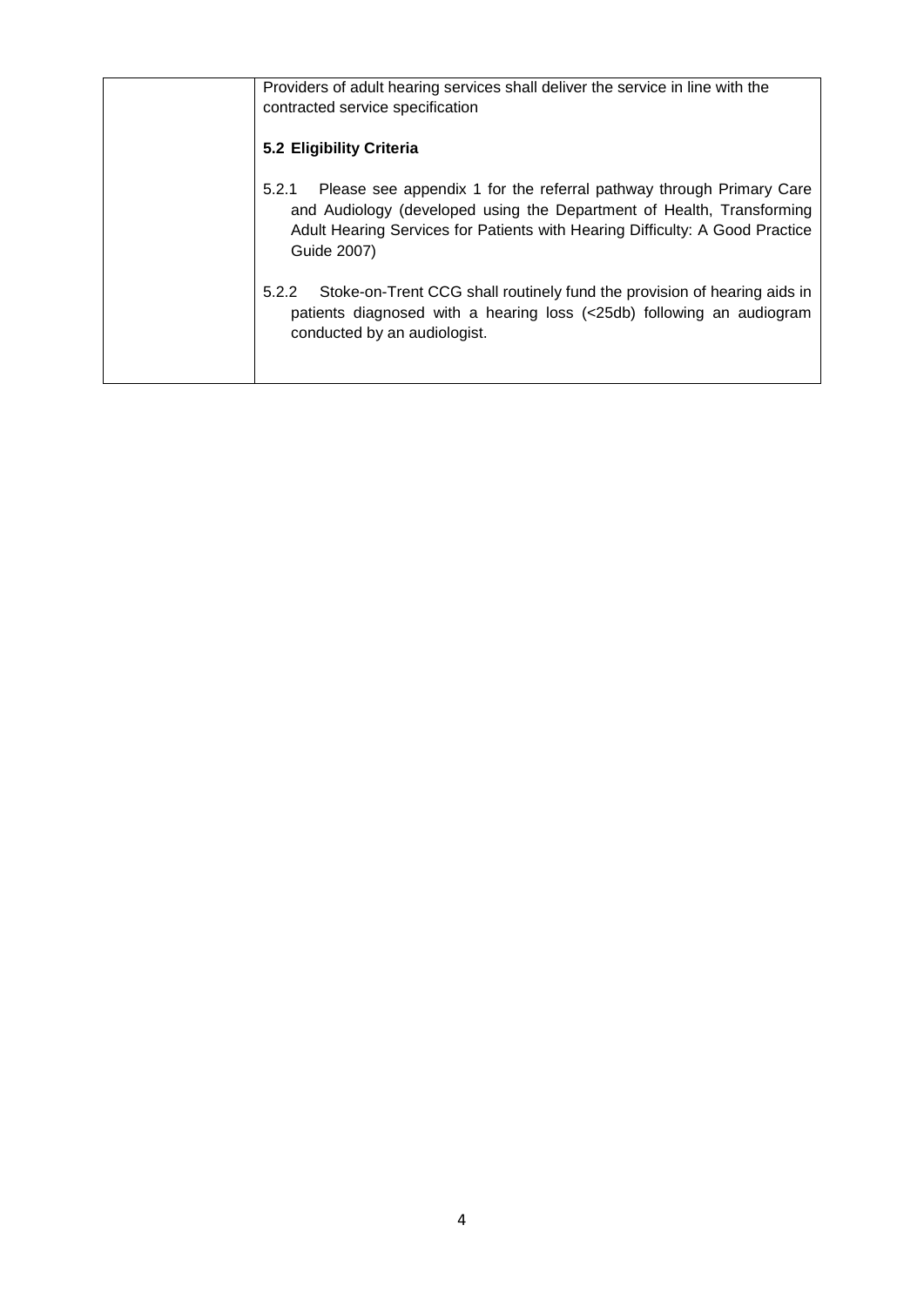| | Providers of adult hearing services shall deliver the service in line with the contracted service specification<br><br>**5.2 Eligibility Criteria**<br><br>5.2.1 Please see appendix 1 for the referral pathway through Primary Care and Audiology (developed using the Department of Health, Transforming Adult Hearing Services for Patients with Hearing Difficulty: A Good Practice Guide 2007)<br><br>5.2.2 Stoke-on-Trent CCG shall routinely fund the provision of hearing aids in patients diagnosed with a hearing loss (<25db) following an audiogram conducted by an audiologist. |
|---|---|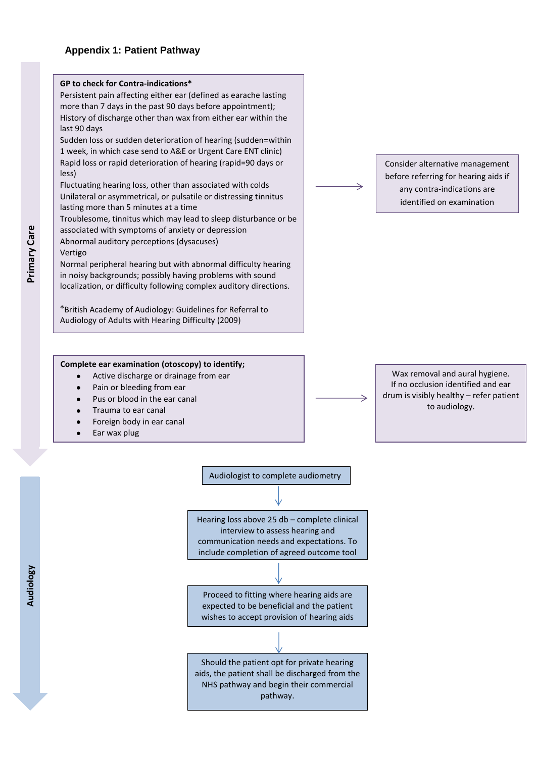## Appendix 1: Patient Pathway

**Primary Care**

**GP to check for Contra-indications***

Persistent pain affecting either ear (defined as earache lasting more than 7 days in the past 90 days before appointment);
History of discharge other than wax from either ear within the last 90 days
Sudden loss or sudden deterioration of hearing (sudden=within 1 week, in which case send to A&E or Urgent Care ENT clinic)
Rapid loss or rapid deterioration of hearing (rapid=90 days or less)
Fluctuating hearing loss, other than associated with colds
Unilateral or asymmetrical, or pulsatile or distressing tinnitus lasting more than 5 minutes at a time
Troublesome, tinnitus which may lead to sleep disturbance or be associated with symptoms of anxiety or depression
Abnormal auditory perceptions (dysacuses)
Vertigo
Normal peripheral hearing but with abnormal difficulty hearing in noisy backgrounds; possibly having problems with sound localization, or difficulty following complex auditory directions.

*British Academy of Audiology: Guidelines for Referral to Audiology of Adults with Hearing Difficulty (2009)

→ Consider alternative management before referring for hearing aids if any contra-indications are identified on examination

**Complete ear examination (otoscopy) to identify;**

- Active discharge or drainage from ear
- Pain or bleeding from ear
- Pus or blood in the ear canal
- Trauma to ear canal
- Foreign body in ear canal
- Ear wax plug

→ Wax removal and aural hygiene. If no occlusion identified and ear drum is visibly healthy – refer patient to audiology.

**Audiology**

Audiologist to complete audiometry

↓

Hearing loss above 25 db – complete clinical interview to assess hearing and communication needs and expectations. To include completion of agreed outcome tool

↓

Proceed to fitting where hearing aids are expected to be beneficial and the patient wishes to accept provision of hearing aids

↓

Should the patient opt for private hearing aids, the patient shall be discharged from the NHS pathway and begin their commercial pathway.